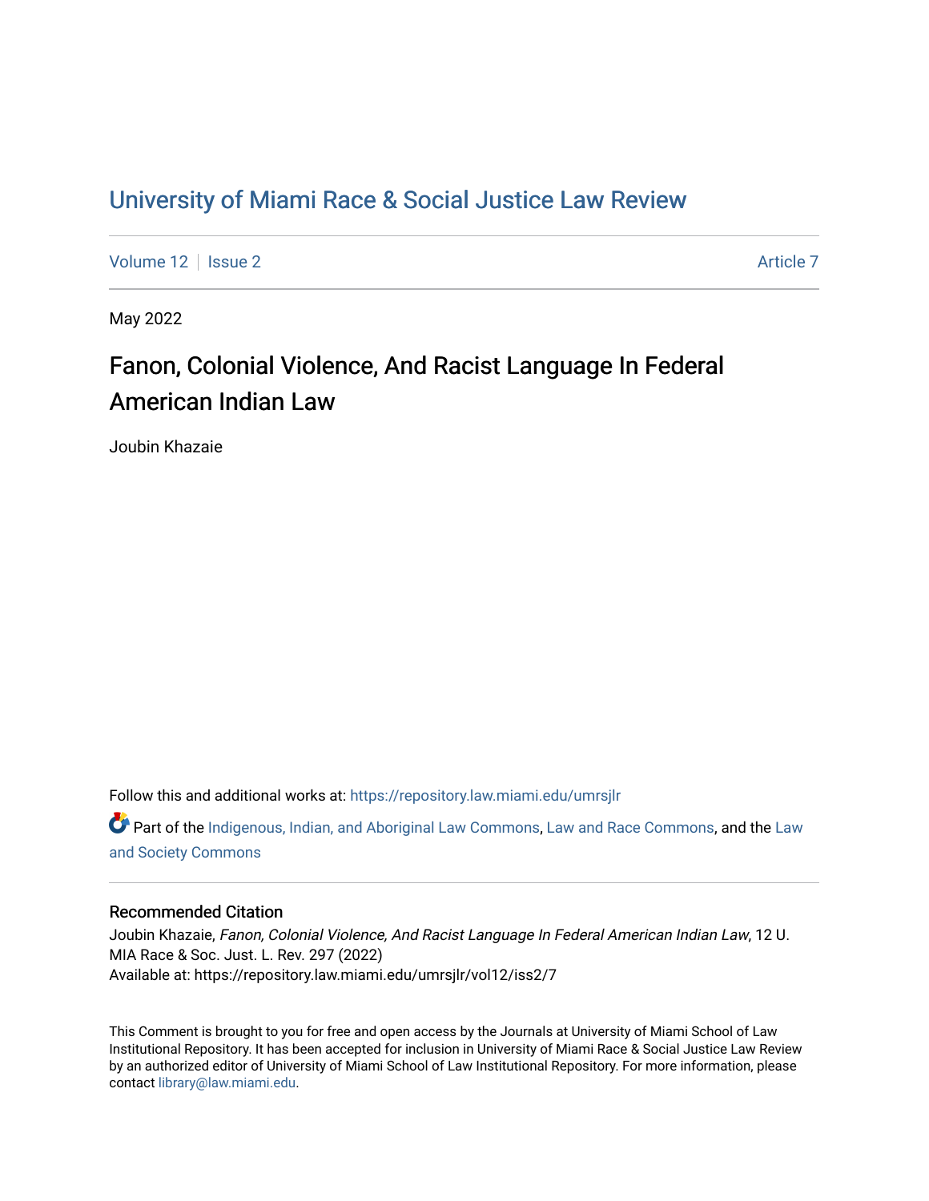# University of Miami Race & Social Justice Law Review

Volume 12 | Issue 2 | Article 7

May 2022

## Fanon, Colonial Violence, And Racist Language In Federal American Indian Law

Joubin Khazaie

Follow this and additional works at: https://repository.law.miami.edu/umrsjlr

Part of the Indigenous, Indian, and Aboriginal Law Commons, Law and Race Commons, and the Law and Society Commons

### Recommended Citation

Joubin Khazaie, *Fanon, Colonial Violence, And Racist Language In Federal American Indian Law*, 12 U. MIA Race & Soc. Just. L. Rev. 297 (2022)
Available at: https://repository.law.miami.edu/umrsjlr/vol12/iss2/7

This Comment is brought to you for free and open access by the Journals at University of Miami School of Law Institutional Repository. It has been accepted for inclusion in University of Miami Race & Social Justice Law Review by an authorized editor of University of Miami School of Law Institutional Repository. For more information, please contact library@law.miami.edu.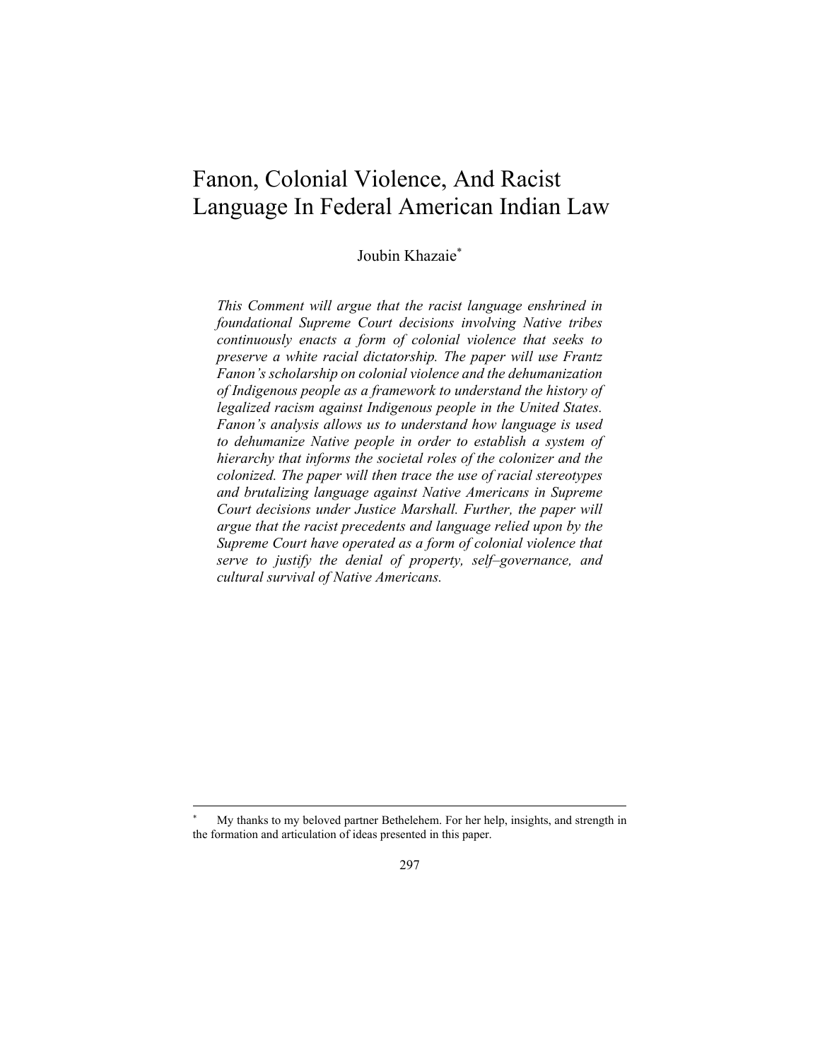# Fanon, Colonial Violence, And Racist Language In Federal American Indian Law

Joubin Khazaie[*]

*This Comment will argue that the racist language enshrined in foundational Supreme Court decisions involving Native tribes continuously enacts a form of colonial violence that seeks to preserve a white racial dictatorship. The paper will use Frantz Fanon's scholarship on colonial violence and the dehumanization of Indigenous people as a framework to understand the history of legalized racism against Indigenous people in the United States. Fanon's analysis allows us to understand how language is used to dehumanize Native people in order to establish a system of hierarchy that informs the societal roles of the colonizer and the colonized. The paper will then trace the use of racial stereotypes and brutalizing language against Native Americans in Supreme Court decisions under Justice Marshall. Further, the paper will argue that the racist precedents and language relied upon by the Supreme Court have operated as a form of colonial violence that serve to justify the denial of property, self–governance, and cultural survival of Native Americans.*

---

[*] My thanks to my beloved partner Bethelehem. For her help, insights, and strength in the formation and articulation of ideas presented in this paper.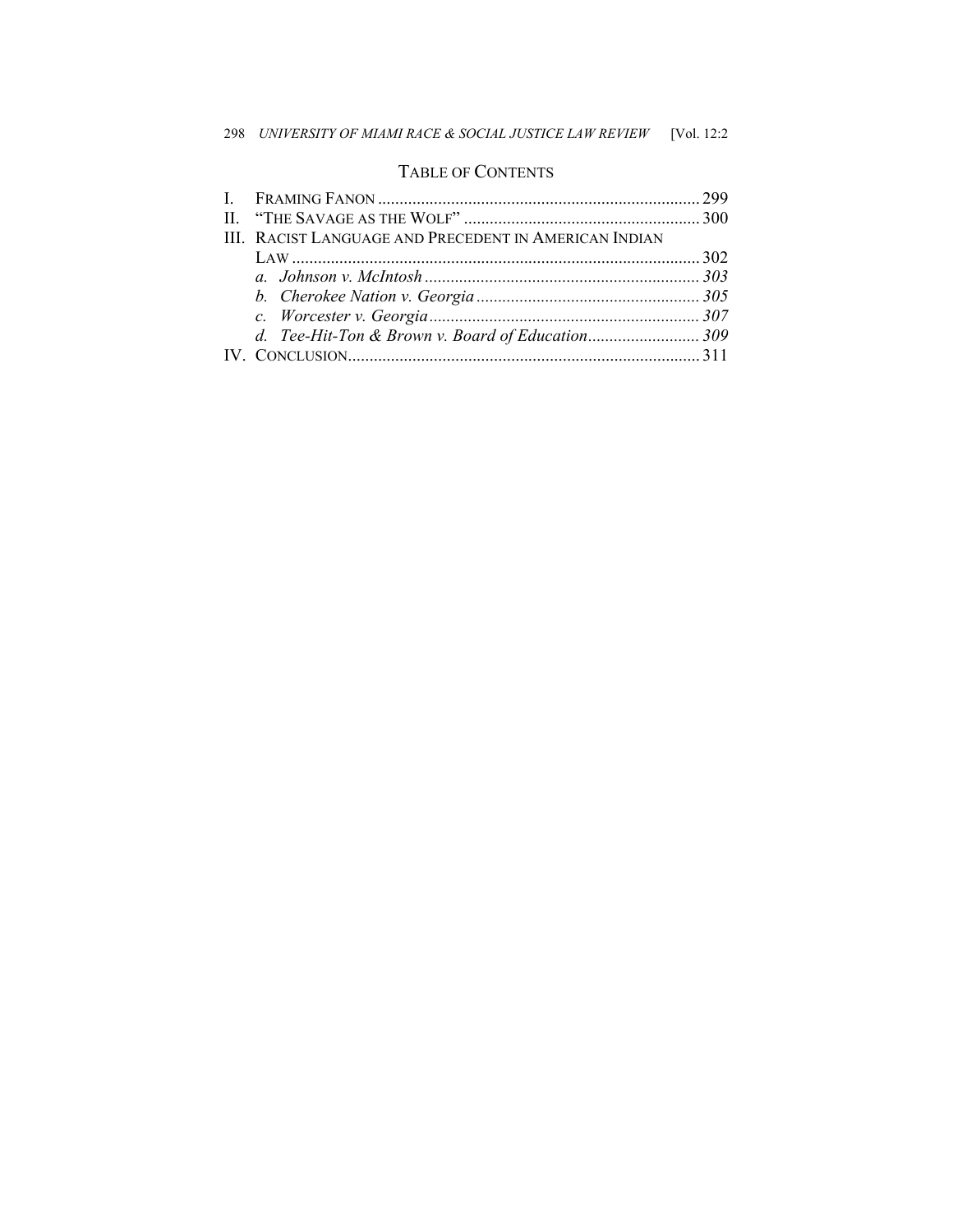## TABLE OF CONTENTS

I. FRAMING FANON ........................................................................... 299

II. "THE SAVAGE AS THE WOLF" ....................................................... 300

III. RACIST LANGUAGE AND PRECEDENT IN AMERICAN INDIAN LAW ............................................................................................... 302

   *a. Johnson v. McIntosh* ................................................................ *303*

   *b. Cherokee Nation v. Georgia* .................................................... *305*

   *c. Worcester v. Georgia* ............................................................... *307*

   *d. Tee-Hit-Ton & Brown v. Board of Education*.......................... *309*

IV. CONCLUSION.................................................................................. 311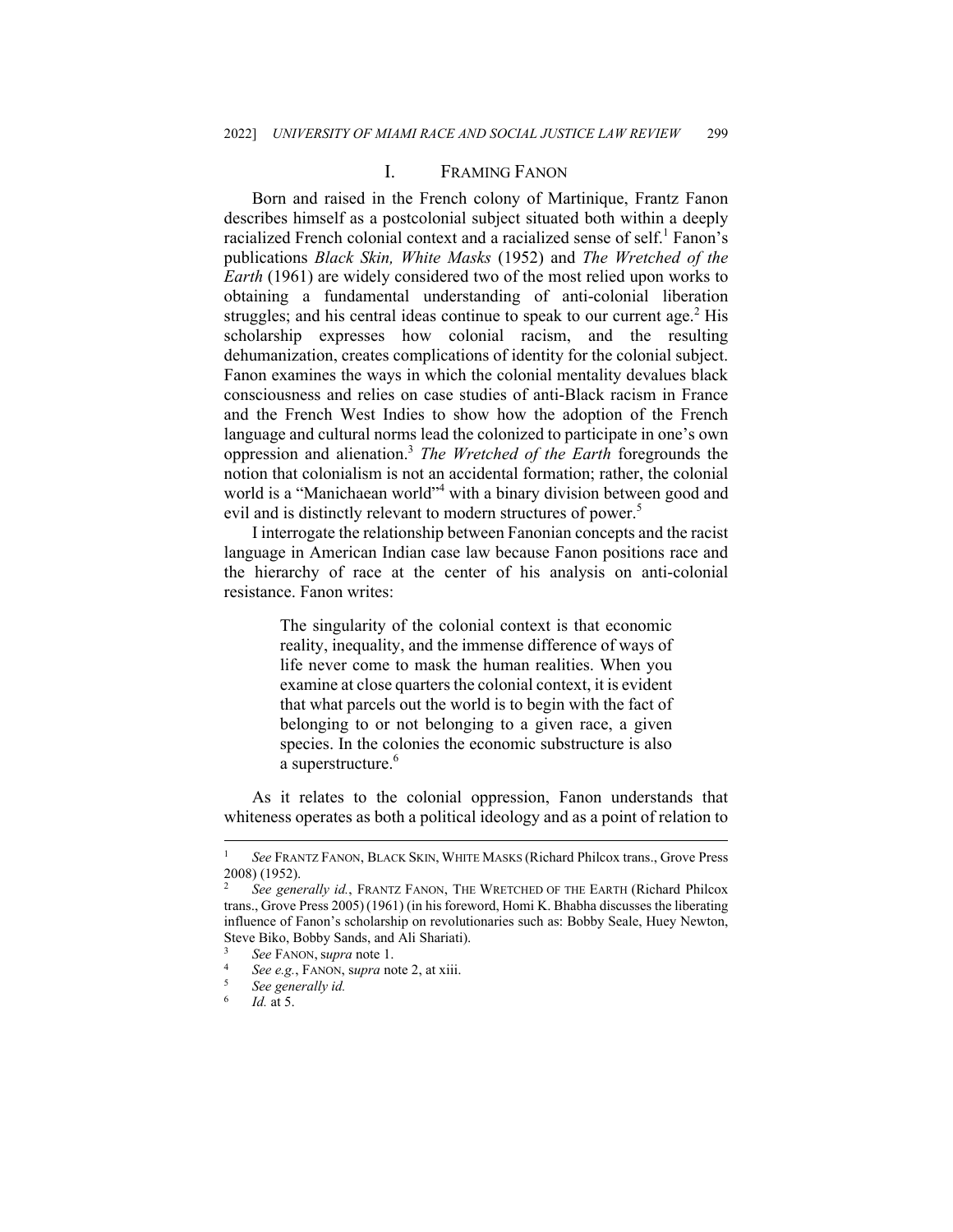## I. FRAMING FANON

Born and raised in the French colony of Martinique, Frantz Fanon describes himself as a postcolonial subject situated both within a deeply racialized French colonial context and a racialized sense of self.[1] Fanon's publications *Black Skin, White Masks* (1952) and *The Wretched of the Earth* (1961) are widely considered two of the most relied upon works to obtaining a fundamental understanding of anti-colonial liberation struggles; and his central ideas continue to speak to our current age.[2] His scholarship expresses how colonial racism, and the resulting dehumanization, creates complications of identity for the colonial subject. Fanon examines the ways in which the colonial mentality devalues black consciousness and relies on case studies of anti-Black racism in France and the French West Indies to show how the adoption of the French language and cultural norms lead the colonized to participate in one's own oppression and alienation.[3] *The Wretched of the Earth* foregrounds the notion that colonialism is not an accidental formation; rather, the colonial world is a "Manichaean world"[4] with a binary division between good and evil and is distinctly relevant to modern structures of power.[5]

I interrogate the relationship between Fanonian concepts and the racist language in American Indian case law because Fanon positions race and the hierarchy of race at the center of his analysis on anti-colonial resistance. Fanon writes:

> The singularity of the colonial context is that economic reality, inequality, and the immense difference of ways of life never come to mask the human realities. When you examine at close quarters the colonial context, it is evident that what parcels out the world is to begin with the fact of belonging to or not belonging to a given race, a given species. In the colonies the economic substructure is also a superstructure.[6]

As it relates to the colonial oppression, Fanon understands that whiteness operates as both a political ideology and as a point of relation to

---

[1] *See* FRANTZ FANON, BLACK SKIN, WHITE MASKS (Richard Philcox trans., Grove Press 2008) (1952).

[2] *See generally id.*, FRANTZ FANON, THE WRETCHED OF THE EARTH (Richard Philcox trans., Grove Press 2005) (1961) (in his foreword, Homi K. Bhabha discusses the liberating influence of Fanon's scholarship on revolutionaries such as: Bobby Seale, Huey Newton, Steve Biko, Bobby Sands, and Ali Shariati).

[3] *See* FANON, s*upra* note 1.

[4] *See e.g.*, FANON, s*upra* note 2, at xiii.

[5] *See generally id.*

[6] *Id.* at 5.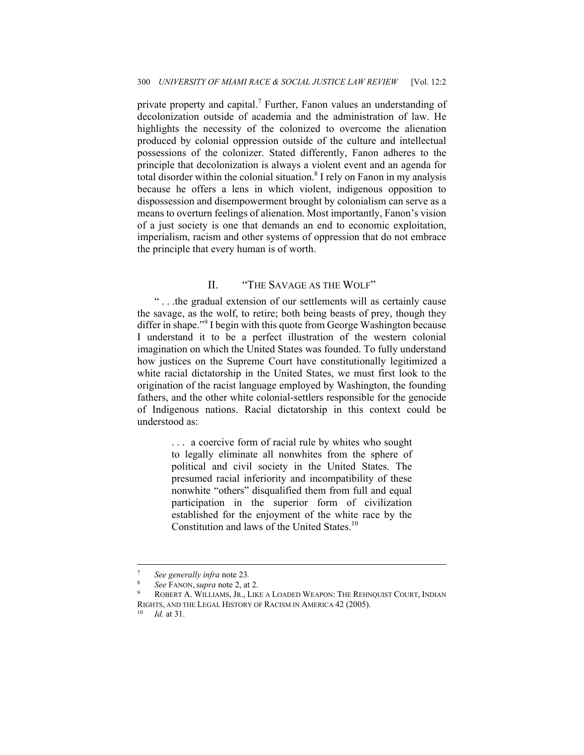private property and capital.[7] Further, Fanon values an understanding of decolonization outside of academia and the administration of law. He highlights the necessity of the colonized to overcome the alienation produced by colonial oppression outside of the culture and intellectual possessions of the colonizer. Stated differently, Fanon adheres to the principle that decolonization is always a violent event and an agenda for total disorder within the colonial situation.[8] I rely on Fanon in my analysis because he offers a lens in which violent, indigenous opposition to dispossession and disempowerment brought by colonialism can serve as a means to overturn feelings of alienation. Most importantly, Fanon's vision of a just society is one that demands an end to economic exploitation, imperialism, racism and other systems of oppression that do not embrace the principle that every human is of worth.

## II. "THE SAVAGE AS THE WOLF"

" . . .the gradual extension of our settlements will as certainly cause the savage, as the wolf, to retire; both being beasts of prey, though they differ in shape."[9] I begin with this quote from George Washington because I understand it to be a perfect illustration of the western colonial imagination on which the United States was founded. To fully understand how justices on the Supreme Court have constitutionally legitimized a white racial dictatorship in the United States, we must first look to the origination of the racist language employed by Washington, the founding fathers, and the other white colonial-settlers responsible for the genocide of Indigenous nations. Racial dictatorship in this context could be understood as:

> . . . a coercive form of racial rule by whites who sought to legally eliminate all nonwhites from the sphere of political and civil society in the United States. The presumed racial inferiority and incompatibility of these nonwhite "others" disqualified them from full and equal participation in the superior form of civilization established for the enjoyment of the white race by the Constitution and laws of the United States.[10]

---

[7] *See generally infra* note 23.

[8] *See* FANON, *supra* note 2, at 2.

[9] ROBERT A. WILLIAMS, JR., LIKE A LOADED WEAPON: THE REHNQUIST COURT, INDIAN RIGHTS, AND THE LEGAL HISTORY OF RACISM IN AMERICA 42 (2005).

[10] *Id.* at 31.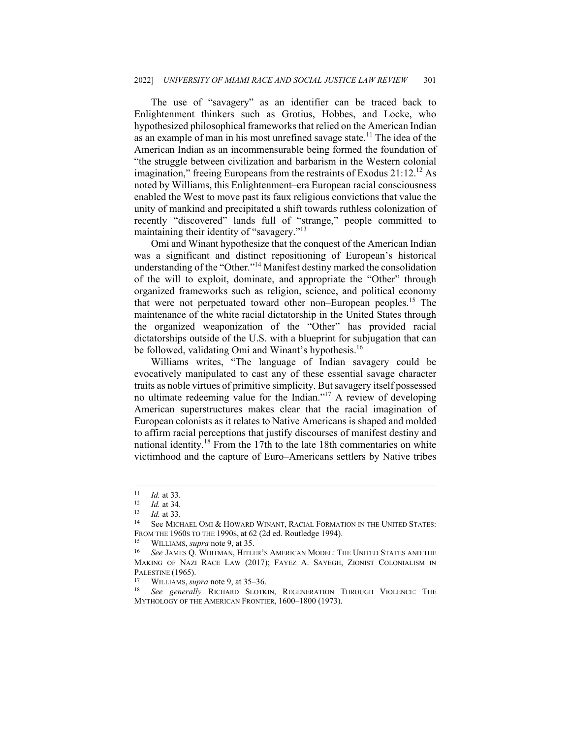The use of "savagery" as an identifier can be traced back to Enlightenment thinkers such as Grotius, Hobbes, and Locke, who hypothesized philosophical frameworks that relied on the American Indian as an example of man in his most unrefined savage state.[11] The idea of the American Indian as an incommensurable being formed the foundation of "the struggle between civilization and barbarism in the Western colonial imagination," freeing Europeans from the restraints of Exodus 21:12.[12] As noted by Williams, this Enlightenment–era European racial consciousness enabled the West to move past its faux religious convictions that value the unity of mankind and precipitated a shift towards ruthless colonization of recently "discovered" lands full of "strange," people committed to maintaining their identity of "savagery."[13]

Omi and Winant hypothesize that the conquest of the American Indian was a significant and distinct repositioning of European's historical understanding of the "Other."[14] Manifest destiny marked the consolidation of the will to exploit, dominate, and appropriate the "Other" through organized frameworks such as religion, science, and political economy that were not perpetuated toward other non–European peoples.[15] The maintenance of the white racial dictatorship in the United States through the organized weaponization of the "Other" has provided racial dictatorships outside of the U.S. with a blueprint for subjugation that can be followed, validating Omi and Winant's hypothesis.[16]

Williams writes, "The language of Indian savagery could be evocatively manipulated to cast any of these essential savage character traits as noble virtues of primitive simplicity. But savagery itself possessed no ultimate redeeming value for the Indian."[17] A review of developing American superstructures makes clear that the racial imagination of European colonists as it relates to Native Americans is shaped and molded to affirm racial perceptions that justify discourses of manifest destiny and national identity.[18] From the 17th to the late 18th commentaries on white victimhood and the capture of Euro–Americans settlers by Native tribes

---

[11] *Id.* at 33.

[12] *Id.* at 34.

[13] *Id.* at 33.

[14] See MICHAEL OMI & HOWARD WINANT, RACIAL FORMATION IN THE UNITED STATES: FROM THE 1960S TO THE 1990S, at 62 (2d ed. Routledge 1994).

[15] WILLIAMS, *supra* note 9, at 35.

[16] *See* JAMES Q. WHITMAN, HITLER'S AMERICAN MODEL: THE UNITED STATES AND THE MAKING OF NAZI RACE LAW (2017); FAYEZ A. SAYEGH, ZIONIST COLONIALISM IN PALESTINE (1965).

[17] WILLIAMS, *supra* note 9, at 35–36.

[18] *See generally* RICHARD SLOTKIN, REGENERATION THROUGH VIOLENCE: THE MYTHOLOGY OF THE AMERICAN FRONTIER, 1600–1800 (1973).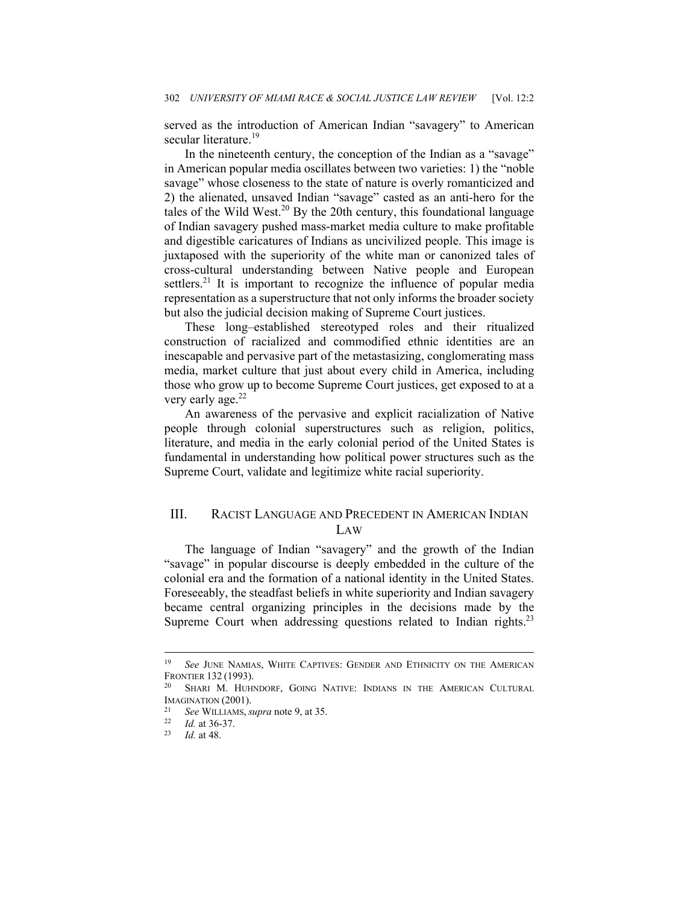served as the introduction of American Indian "savagery" to American secular literature.[19]

In the nineteenth century, the conception of the Indian as a "savage" in American popular media oscillates between two varieties: 1) the "noble savage" whose closeness to the state of nature is overly romanticized and 2) the alienated, unsaved Indian "savage" casted as an anti-hero for the tales of the Wild West.[20] By the 20th century, this foundational language of Indian savagery pushed mass-market media culture to make profitable and digestible caricatures of Indians as uncivilized people. This image is juxtaposed with the superiority of the white man or canonized tales of cross-cultural understanding between Native people and European settlers.[21] It is important to recognize the influence of popular media representation as a superstructure that not only informs the broader society but also the judicial decision making of Supreme Court justices.

These long–established stereotyped roles and their ritualized construction of racialized and commodified ethnic identities are an inescapable and pervasive part of the metastasizing, conglomerating mass media, market culture that just about every child in America, including those who grow up to become Supreme Court justices, get exposed to at a very early age.[22]

An awareness of the pervasive and explicit racialization of Native people through colonial superstructures such as religion, politics, literature, and media in the early colonial period of the United States is fundamental in understanding how political power structures such as the Supreme Court, validate and legitimize white racial superiority.

## III. RACIST LANGUAGE AND PRECEDENT IN AMERICAN INDIAN LAW

The language of Indian "savagery" and the growth of the Indian "savage" in popular discourse is deeply embedded in the culture of the colonial era and the formation of a national identity in the United States. Foreseeably, the steadfast beliefs in white superiority and Indian savagery became central organizing principles in the decisions made by the Supreme Court when addressing questions related to Indian rights.[23]

---

[19] *See* JUNE NAMIAS, WHITE CAPTIVES: GENDER AND ETHNICITY ON THE AMERICAN FRONTIER 132 (1993).

[20] SHARI M. HUHNDORF, GOING NATIVE: INDIANS IN THE AMERICAN CULTURAL IMAGINATION (2001).

[21] *See* WILLIAMS, *supra* note 9, at 35.

[22] *Id.* at 36-37.

[23] *Id.* at 48.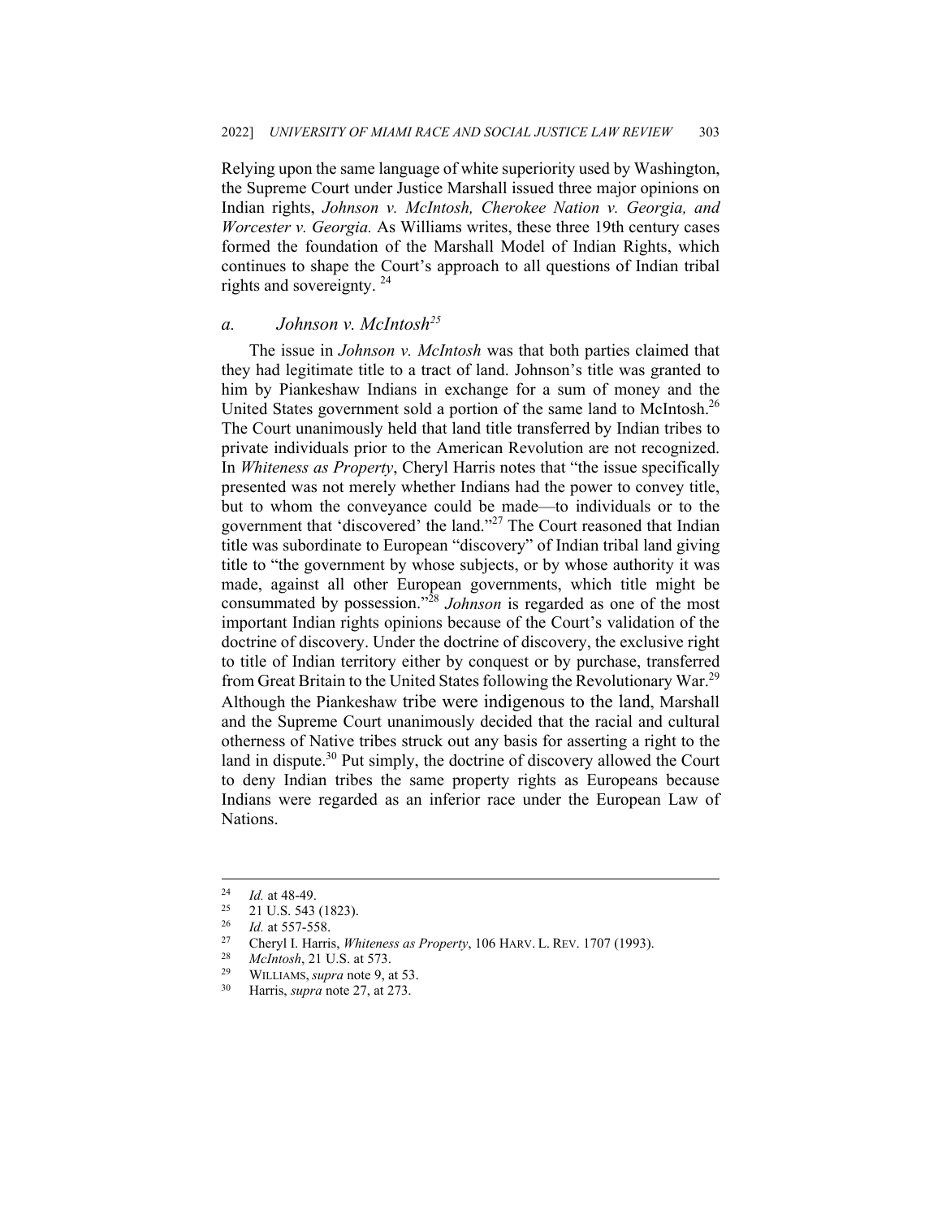Relying upon the same language of white superiority used by Washington, the Supreme Court under Justice Marshall issued three major opinions on Indian rights, *Johnson v. McIntosh, Cherokee Nation v. Georgia, and Worcester v. Georgia.* As Williams writes, these three 19th century cases formed the foundation of the Marshall Model of Indian Rights, which continues to shape the Court's approach to all questions of Indian tribal rights and sovereignty. [24]

### *a. Johnson v. McIntosh*[25]

The issue in *Johnson v. McIntosh* was that both parties claimed that they had legitimate title to a tract of land. Johnson's title was granted to him by Piankeshaw Indians in exchange for a sum of money and the United States government sold a portion of the same land to McIntosh.[26] The Court unanimously held that land title transferred by Indian tribes to private individuals prior to the American Revolution are not recognized. In *Whiteness as Property*, Cheryl Harris notes that "the issue specifically presented was not merely whether Indians had the power to convey title, but to whom the conveyance could be made—to individuals or to the government that 'discovered' the land."[27] The Court reasoned that Indian title was subordinate to European "discovery" of Indian tribal land giving title to "the government by whose subjects, or by whose authority it was made, against all other European governments, which title might be consummated by possession."[28] *Johnson* is regarded as one of the most important Indian rights opinions because of the Court's validation of the doctrine of discovery. Under the doctrine of discovery, the exclusive right to title of Indian territory either by conquest or by purchase, transferred from Great Britain to the United States following the Revolutionary War.[29] Although the Piankeshaw tribe were indigenous to the land, Marshall and the Supreme Court unanimously decided that the racial and cultural otherness of Native tribes struck out any basis for asserting a right to the land in dispute.[30] Put simply, the doctrine of discovery allowed the Court to deny Indian tribes the same property rights as Europeans because Indians were regarded as an inferior race under the European Law of Nations.

---

[24] *Id.* at 48-49.

[25] 21 U.S. 543 (1823).

[26] *Id.* at 557-558.

[27] Cheryl I. Harris, *Whiteness as Property*, 106 HARV. L. REV. 1707 (1993).

[28] *McIntosh*, 21 U.S. at 573.

[29] WILLIAMS, *supra* note 9, at 53.

[30] Harris, *supra* note 27, at 273.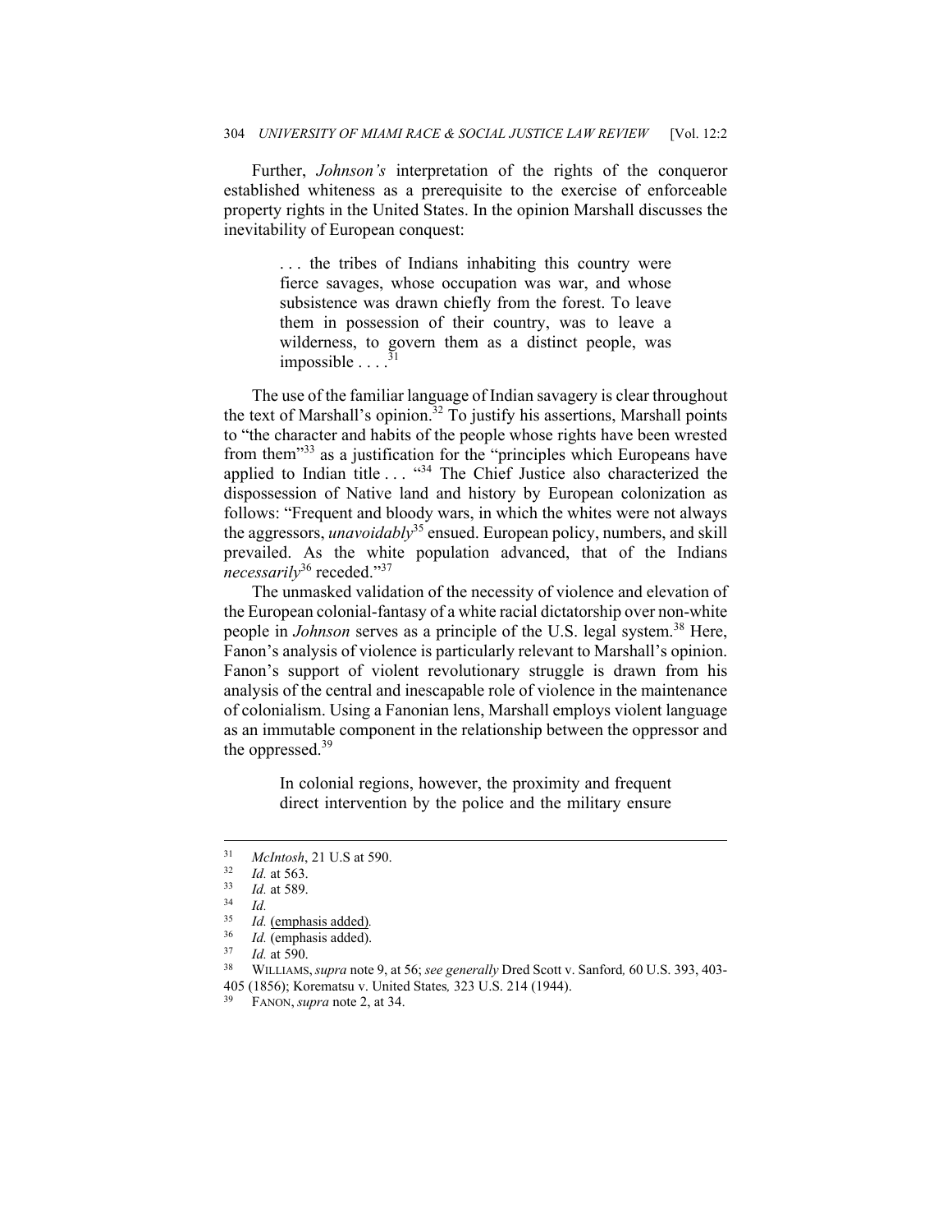Further, *Johnson's* interpretation of the rights of the conqueror established whiteness as a prerequisite to the exercise of enforceable property rights in the United States. In the opinion Marshall discusses the inevitability of European conquest:

> . . . the tribes of Indians inhabiting this country were fierce savages, whose occupation was war, and whose subsistence was drawn chiefly from the forest. To leave them in possession of their country, was to leave a wilderness, to govern them as a distinct people, was impossible . . . .[31]

The use of the familiar language of Indian savagery is clear throughout the text of Marshall's opinion.[32] To justify his assertions, Marshall points to "the character and habits of the people whose rights have been wrested from them"[33] as a justification for the "principles which Europeans have applied to Indian title . . . "[34] The Chief Justice also characterized the dispossession of Native land and history by European colonization as follows: "Frequent and bloody wars, in which the whites were not always the aggressors, *unavoidably*[35] ensued. European policy, numbers, and skill prevailed. As the white population advanced, that of the Indians *necessarily*[36] receded."[37]

The unmasked validation of the necessity of violence and elevation of the European colonial-fantasy of a white racial dictatorship over non-white people in *Johnson* serves as a principle of the U.S. legal system.[38] Here, Fanon's analysis of violence is particularly relevant to Marshall's opinion. Fanon's support of violent revolutionary struggle is drawn from his analysis of the central and inescapable role of violence in the maintenance of colonialism. Using a Fanonian lens, Marshall employs violent language as an immutable component in the relationship between the oppressor and the oppressed.[39]

> In colonial regions, however, the proximity and frequent direct intervention by the police and the military ensure

---

[31] *McIntosh*, 21 U.S at 590.

[32] *Id.* at 563.

[33] *Id.* at 589.

[34] *Id.*

[35] *Id.* (emphasis added).

[36] *Id.* (emphasis added).

[37] *Id.* at 590.

[38] WILLIAMS, *supra* note 9, at 56; *see generally* Dred Scott v. Sanford*,* 60 U.S. 393, 403-405 (1856); Korematsu v. United States*,* 323 U.S. 214 (1944).

[39] FANON, *supra* note 2, at 34.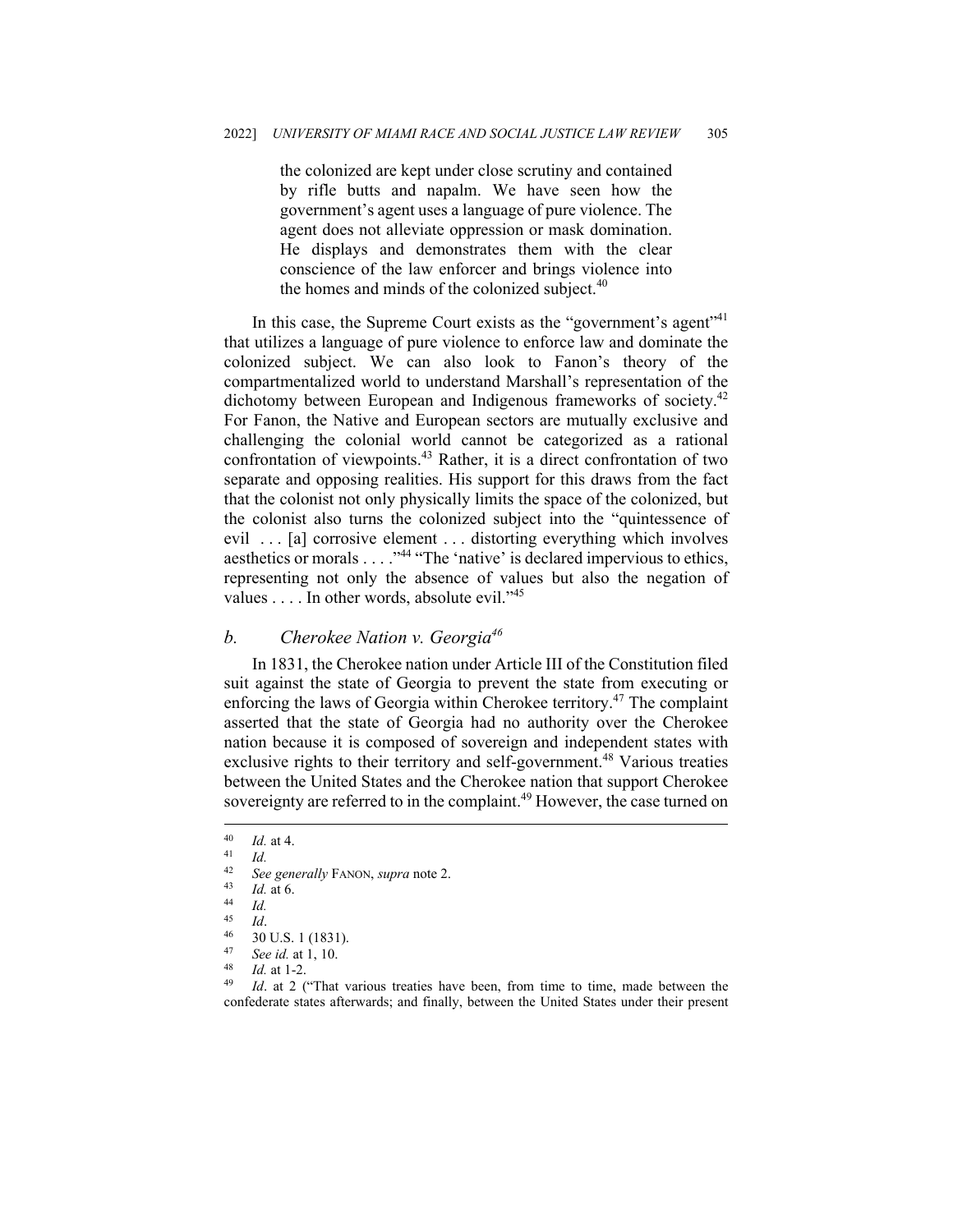> the colonized are kept under close scrutiny and contained by rifle butts and napalm. We have seen how the government's agent uses a language of pure violence. The agent does not alleviate oppression or mask domination. He displays and demonstrates them with the clear conscience of the law enforcer and brings violence into the homes and minds of the colonized subject.[40]

In this case, the Supreme Court exists as the "government's agent"[41] that utilizes a language of pure violence to enforce law and dominate the colonized subject. We can also look to Fanon's theory of the compartmentalized world to understand Marshall's representation of the dichotomy between European and Indigenous frameworks of society.[42] For Fanon, the Native and European sectors are mutually exclusive and challenging the colonial world cannot be categorized as a rational confrontation of viewpoints.[43] Rather, it is a direct confrontation of two separate and opposing realities. His support for this draws from the fact that the colonist not only physically limits the space of the colonized, but the colonist also turns the colonized subject into the "quintessence of evil . . . [a] corrosive element . . . distorting everything which involves aesthetics or morals . . . ."[44] "The 'native' is declared impervious to ethics, representing not only the absence of values but also the negation of values . . . . In other words, absolute evil."[45]

### *b. Cherokee Nation v. Georgia*[46]

In 1831, the Cherokee nation under Article III of the Constitution filed suit against the state of Georgia to prevent the state from executing or enforcing the laws of Georgia within Cherokee territory.[47] The complaint asserted that the state of Georgia had no authority over the Cherokee nation because it is composed of sovereign and independent states with exclusive rights to their territory and self-government.[48] Various treaties between the United States and the Cherokee nation that support Cherokee sovereignty are referred to in the complaint.[49] However, the case turned on

---

[40] *Id.* at 4.

[41] *Id.*

[42] *See generally* FANON, *supra* note 2.

[43] *Id.* at 6.

[44] *Id.*

[45] *Id*.

[46] 30 U.S. 1 (1831).

[47] *See id.* at 1, 10.

[48] *Id.* at 1-2.

[49] *Id*. at 2 ("That various treaties have been, from time to time, made between the confederate states afterwards; and finally, between the United States under their present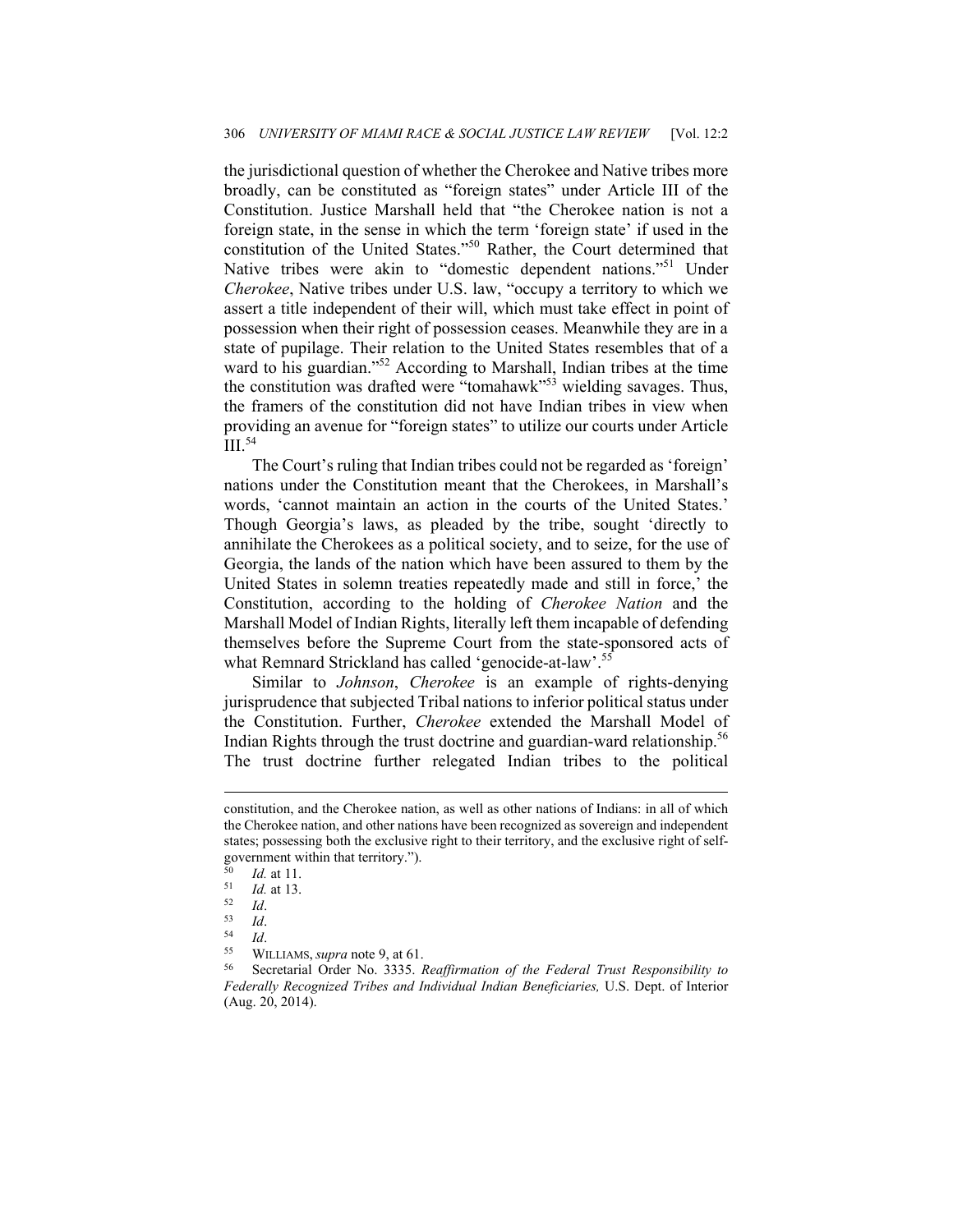the jurisdictional question of whether the Cherokee and Native tribes more broadly, can be constituted as "foreign states" under Article III of the Constitution. Justice Marshall held that "the Cherokee nation is not a foreign state, in the sense in which the term 'foreign state' if used in the constitution of the United States."[50] Rather, the Court determined that Native tribes were akin to "domestic dependent nations."[51] Under *Cherokee*, Native tribes under U.S. law, "occupy a territory to which we assert a title independent of their will, which must take effect in point of possession when their right of possession ceases. Meanwhile they are in a state of pupilage. Their relation to the United States resembles that of a ward to his guardian."[52] According to Marshall, Indian tribes at the time the constitution was drafted were "tomahawk"[53] wielding savages. Thus, the framers of the constitution did not have Indian tribes in view when providing an avenue for "foreign states" to utilize our courts under Article III.[54]

The Court's ruling that Indian tribes could not be regarded as 'foreign' nations under the Constitution meant that the Cherokees, in Marshall's words, 'cannot maintain an action in the courts of the United States.' Though Georgia's laws, as pleaded by the tribe, sought 'directly to annihilate the Cherokees as a political society, and to seize, for the use of Georgia, the lands of the nation which have been assured to them by the United States in solemn treaties repeatedly made and still in force,' the Constitution, according to the holding of *Cherokee Nation* and the Marshall Model of Indian Rights, literally left them incapable of defending themselves before the Supreme Court from the state-sponsored acts of what Remnard Strickland has called 'genocide-at-law'.[55]

Similar to *Johnson*, *Cherokee* is an example of rights-denying jurisprudence that subjected Tribal nations to inferior political status under the Constitution. Further, *Cherokee* extended the Marshall Model of Indian Rights through the trust doctrine and guardian-ward relationship.[56] The trust doctrine further relegated Indian tribes to the political

---

constitution, and the Cherokee nation, as well as other nations of Indians: in all of which the Cherokee nation, and other nations have been recognized as sovereign and independent states; possessing both the exclusive right to their territory, and the exclusive right of self-government within that territory.").

[50] *Id.* at 11.

[51] *Id.* at 13.

[52] *Id*.

[53] *Id*.

[54] *Id*.

[55] WILLIAMS, *supra* note 9, at 61.

[56] Secretarial Order No. 3335. *Reaffirmation of the Federal Trust Responsibility to Federally Recognized Tribes and Individual Indian Beneficiaries,* U.S. Dept. of Interior (Aug. 20, 2014).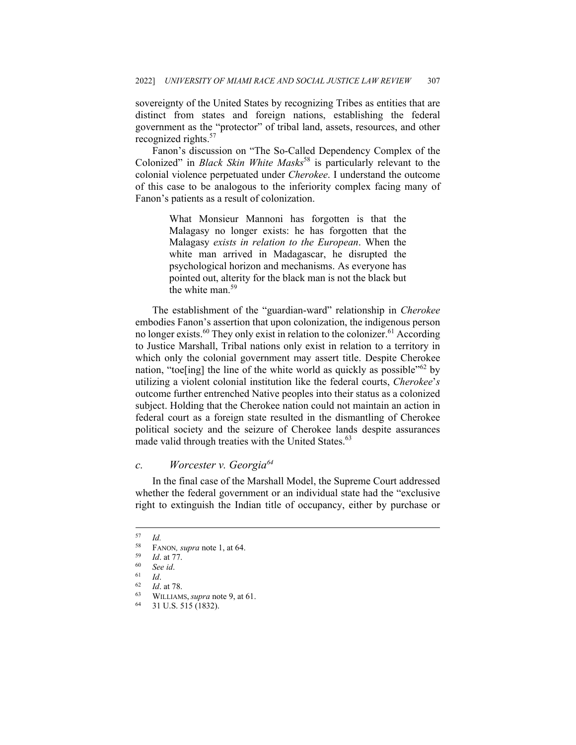sovereignty of the United States by recognizing Tribes as entities that are distinct from states and foreign nations, establishing the federal government as the "protector" of tribal land, assets, resources, and other recognized rights.[57]

Fanon's discussion on "The So-Called Dependency Complex of the Colonized" in *Black Skin White Masks*[58] is particularly relevant to the colonial violence perpetuated under *Cherokee*. I understand the outcome of this case to be analogous to the inferiority complex facing many of Fanon's patients as a result of colonization.

> What Monsieur Mannoni has forgotten is that the Malagasy no longer exists: he has forgotten that the Malagasy *exists in relation to the European*. When the white man arrived in Madagascar, he disrupted the psychological horizon and mechanisms. As everyone has pointed out, alterity for the black man is not the black but the white man.[59]

The establishment of the "guardian-ward" relationship in *Cherokee* embodies Fanon's assertion that upon colonization, the indigenous person no longer exists.[60] They only exist in relation to the colonizer.[61] According to Justice Marshall, Tribal nations only exist in relation to a territory in which only the colonial government may assert title. Despite Cherokee nation, "toe[ing] the line of the white world as quickly as possible"[62] by utilizing a violent colonial institution like the federal courts, *Cherokee*'*s* outcome further entrenched Native peoples into their status as a colonized subject. Holding that the Cherokee nation could not maintain an action in federal court as a foreign state resulted in the dismantling of Cherokee political society and the seizure of Cherokee lands despite assurances made valid through treaties with the United States.[63]

### *c. Worcester v. Georgia*[64]

In the final case of the Marshall Model, the Supreme Court addressed whether the federal government or an individual state had the "exclusive right to extinguish the Indian title of occupancy, either by purchase or

---

[57] *Id.*

[58] FANON, *supra* note 1, at 64.

[59] *Id*. at 77.

[60] *See id*.

[61] *Id*.

[62] *Id*. at 78.

[63] WILLIAMS, *supra* note 9, at 61.

[64] 31 U.S. 515 (1832).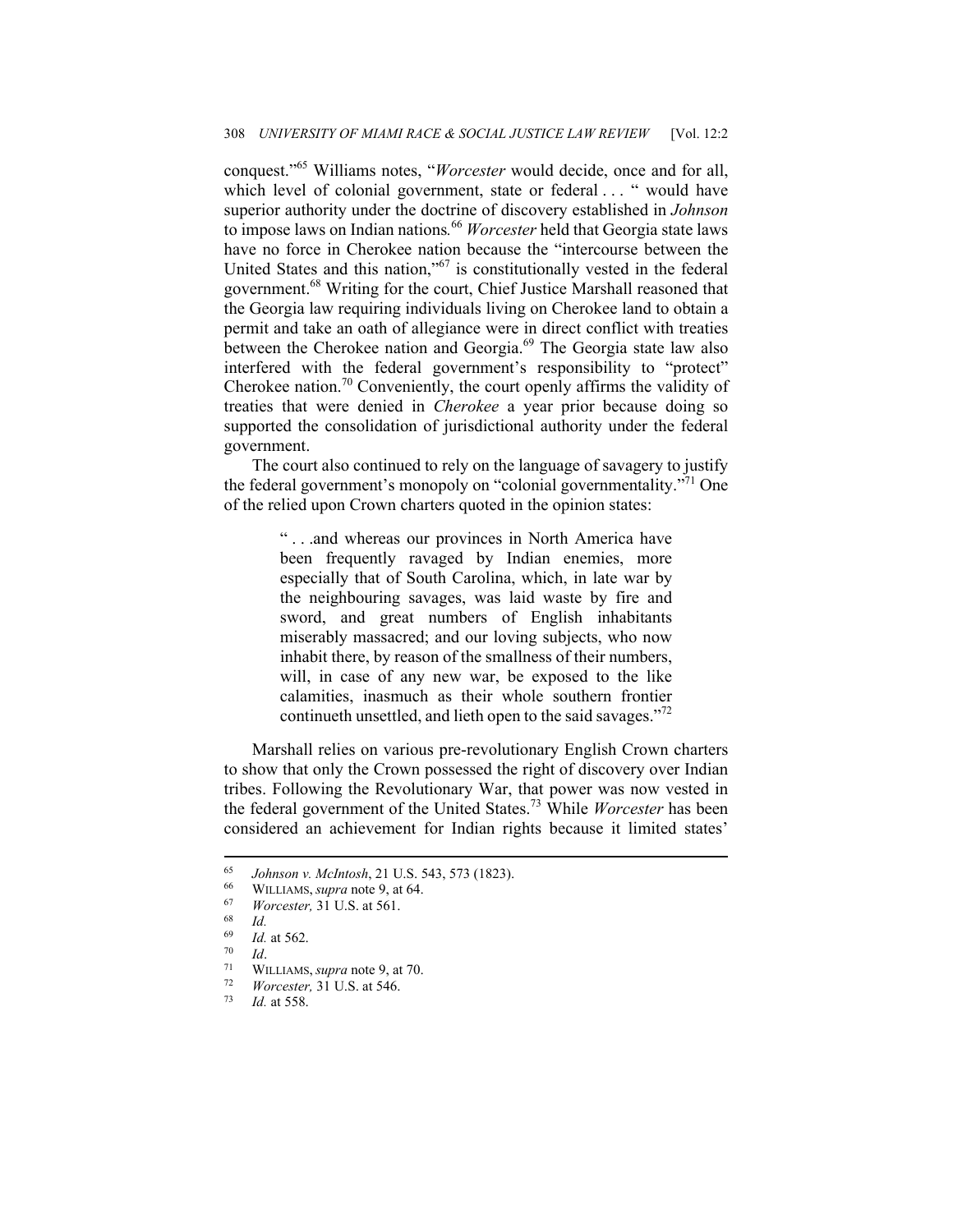conquest."[65] Williams notes, "*Worcester* would decide, once and for all, which level of colonial government, state or federal . . . " would have superior authority under the doctrine of discovery established in *Johnson* to impose laws on Indian nations.[66] *Worcester* held that Georgia state laws have no force in Cherokee nation because the "intercourse between the United States and this nation,"[67] is constitutionally vested in the federal government.[68] Writing for the court, Chief Justice Marshall reasoned that the Georgia law requiring individuals living on Cherokee land to obtain a permit and take an oath of allegiance were in direct conflict with treaties between the Cherokee nation and Georgia.[69] The Georgia state law also interfered with the federal government's responsibility to "protect" Cherokee nation.[70] Conveniently, the court openly affirms the validity of treaties that were denied in *Cherokee* a year prior because doing so supported the consolidation of jurisdictional authority under the federal government.

The court also continued to rely on the language of savagery to justify the federal government's monopoly on "colonial governmentality."[71] One of the relied upon Crown charters quoted in the opinion states:

> " . . .and whereas our provinces in North America have been frequently ravaged by Indian enemies, more especially that of South Carolina, which, in late war by the neighbouring savages, was laid waste by fire and sword, and great numbers of English inhabitants miserably massacred; and our loving subjects, who now inhabit there, by reason of the smallness of their numbers, will, in case of any new war, be exposed to the like calamities, inasmuch as their whole southern frontier continueth unsettled, and lieth open to the said savages."[72]

Marshall relies on various pre-revolutionary English Crown charters to show that only the Crown possessed the right of discovery over Indian tribes. Following the Revolutionary War, that power was now vested in the federal government of the United States.[73] While *Worcester* has been considered an achievement for Indian rights because it limited states'

---

[65] *Johnson v. McIntosh*, 21 U.S. 543, 573 (1823).

[66] WILLIAMS, *supra* note 9, at 64.

[67] *Worcester,* 31 U.S. at 561.

[68] *Id.*

[69] *Id.* at 562.

[70] *Id*.

[71] WILLIAMS, *supra* note 9, at 70.

[72] *Worcester,* 31 U.S. at 546.

[73] *Id.* at 558.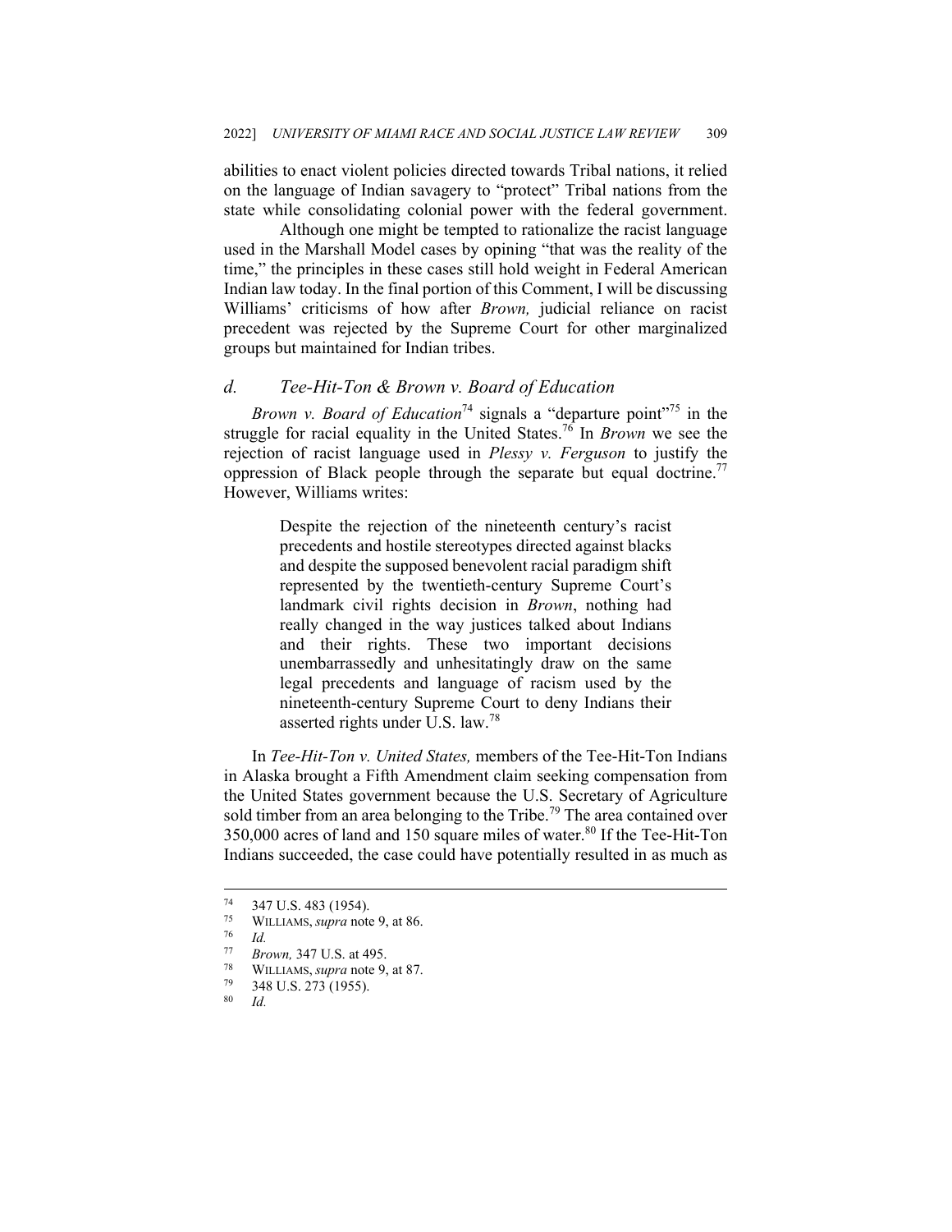abilities to enact violent policies directed towards Tribal nations, it relied on the language of Indian savagery to "protect" Tribal nations from the state while consolidating colonial power with the federal government.

Although one might be tempted to rationalize the racist language used in the Marshall Model cases by opining "that was the reality of the time," the principles in these cases still hold weight in Federal American Indian law today. In the final portion of this Comment, I will be discussing Williams' criticisms of how after *Brown,* judicial reliance on racist precedent was rejected by the Supreme Court for other marginalized groups but maintained for Indian tribes.

### *d. Tee-Hit-Ton & Brown v. Board of Education*

*Brown v. Board of Education*[74] signals a "departure point"[75] in the struggle for racial equality in the United States.[76] In *Brown* we see the rejection of racist language used in *Plessy v. Ferguson* to justify the oppression of Black people through the separate but equal doctrine.[77] However, Williams writes:

> Despite the rejection of the nineteenth century's racist precedents and hostile stereotypes directed against blacks and despite the supposed benevolent racial paradigm shift represented by the twentieth-century Supreme Court's landmark civil rights decision in *Brown*, nothing had really changed in the way justices talked about Indians and their rights. These two important decisions unembarrassedly and unhesitatingly draw on the same legal precedents and language of racism used by the nineteenth-century Supreme Court to deny Indians their asserted rights under U.S. law.[78]

In *Tee-Hit-Ton v. United States,* members of the Tee-Hit-Ton Indians in Alaska brought a Fifth Amendment claim seeking compensation from the United States government because the U.S. Secretary of Agriculture sold timber from an area belonging to the Tribe.[79] The area contained over 350,000 acres of land and 150 square miles of water.[80] If the Tee-Hit-Ton Indians succeeded, the case could have potentially resulted in as much as

---

[74] 347 U.S. 483 (1954).
[75] WILLIAMS, *supra* note 9, at 86.
[76] *Id.*
[77] *Brown,* 347 U.S. at 495.
[78] WILLIAMS, *supra* note 9, at 87.
[79] 348 U.S. 273 (1955).
[80] *Id.*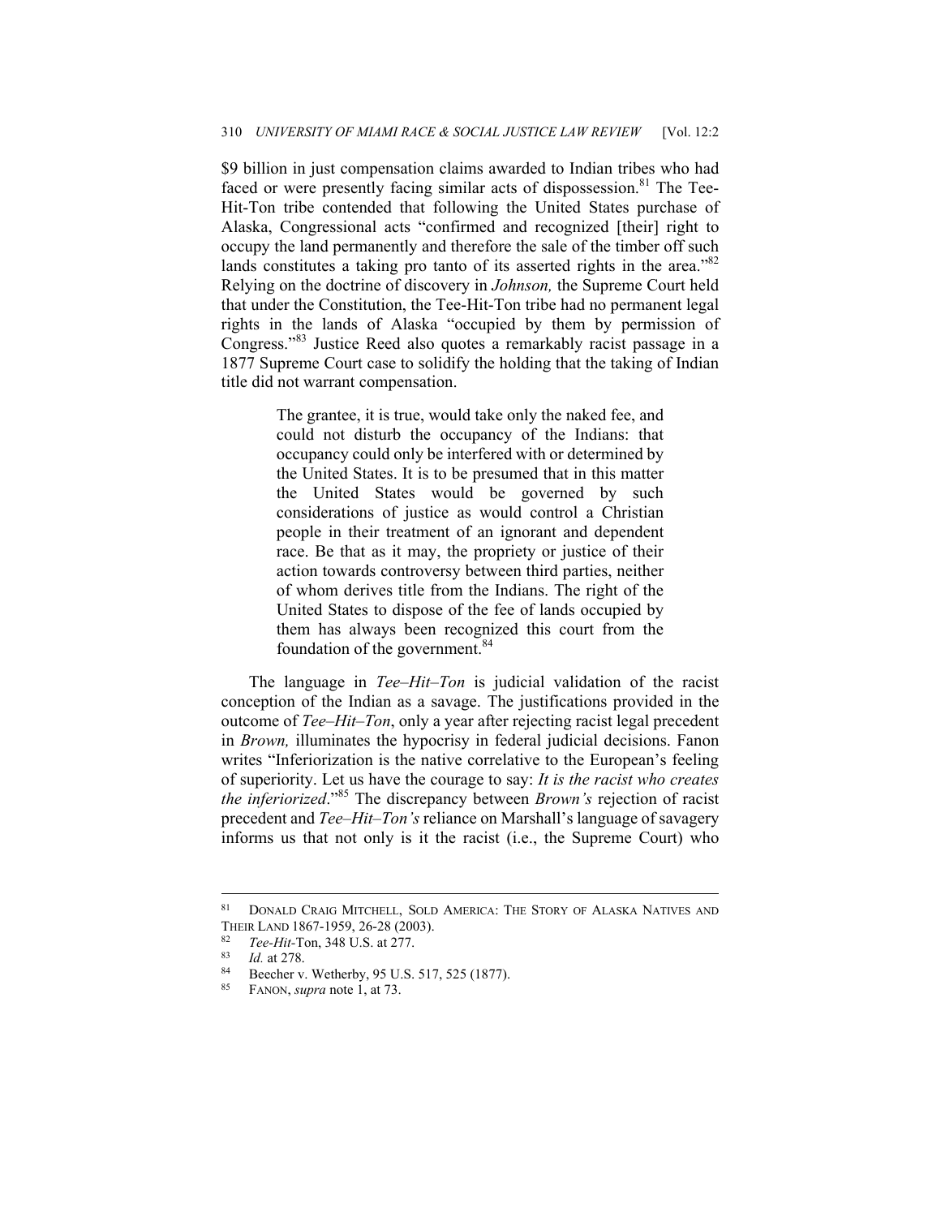$9 billion in just compensation claims awarded to Indian tribes who had faced or were presently facing similar acts of dispossession.[81] The Tee-Hit-Ton tribe contended that following the United States purchase of Alaska, Congressional acts "confirmed and recognized [their] right to occupy the land permanently and therefore the sale of the timber off such lands constitutes a taking pro tanto of its asserted rights in the area."[82] Relying on the doctrine of discovery in *Johnson,* the Supreme Court held that under the Constitution, the Tee-Hit-Ton tribe had no permanent legal rights in the lands of Alaska "occupied by them by permission of Congress."[83] Justice Reed also quotes a remarkably racist passage in a 1877 Supreme Court case to solidify the holding that the taking of Indian title did not warrant compensation.

> The grantee, it is true, would take only the naked fee, and could not disturb the occupancy of the Indians: that occupancy could only be interfered with or determined by the United States. It is to be presumed that in this matter the United States would be governed by such considerations of justice as would control a Christian people in their treatment of an ignorant and dependent race. Be that as it may, the propriety or justice of their action towards controversy between third parties, neither of whom derives title from the Indians. The right of the United States to dispose of the fee of lands occupied by them has always been recognized this court from the foundation of the government.[84]

The language in *Tee–Hit–Ton* is judicial validation of the racist conception of the Indian as a savage. The justifications provided in the outcome of *Tee–Hit–Ton*, only a year after rejecting racist legal precedent in *Brown,* illuminates the hypocrisy in federal judicial decisions. Fanon writes "Inferiorization is the native correlative to the European's feeling of superiority. Let us have the courage to say: *It is the racist who creates the inferiorized*."[85] The discrepancy between *Brown's* rejection of racist precedent and *Tee–Hit–Ton's* reliance on Marshall's language of savagery informs us that not only is it the racist (i.e., the Supreme Court) who

---

[81] DONALD CRAIG MITCHELL, SOLD AMERICA: THE STORY OF ALASKA NATIVES AND THEIR LAND 1867-1959, 26-28 (2003).

[82] *Tee-Hit*-Ton, 348 U.S. at 277.

[83] *Id.* at 278.

[84] Beecher v. Wetherby, 95 U.S. 517, 525 (1877).

[85] FANON, *supra* note 1, at 73.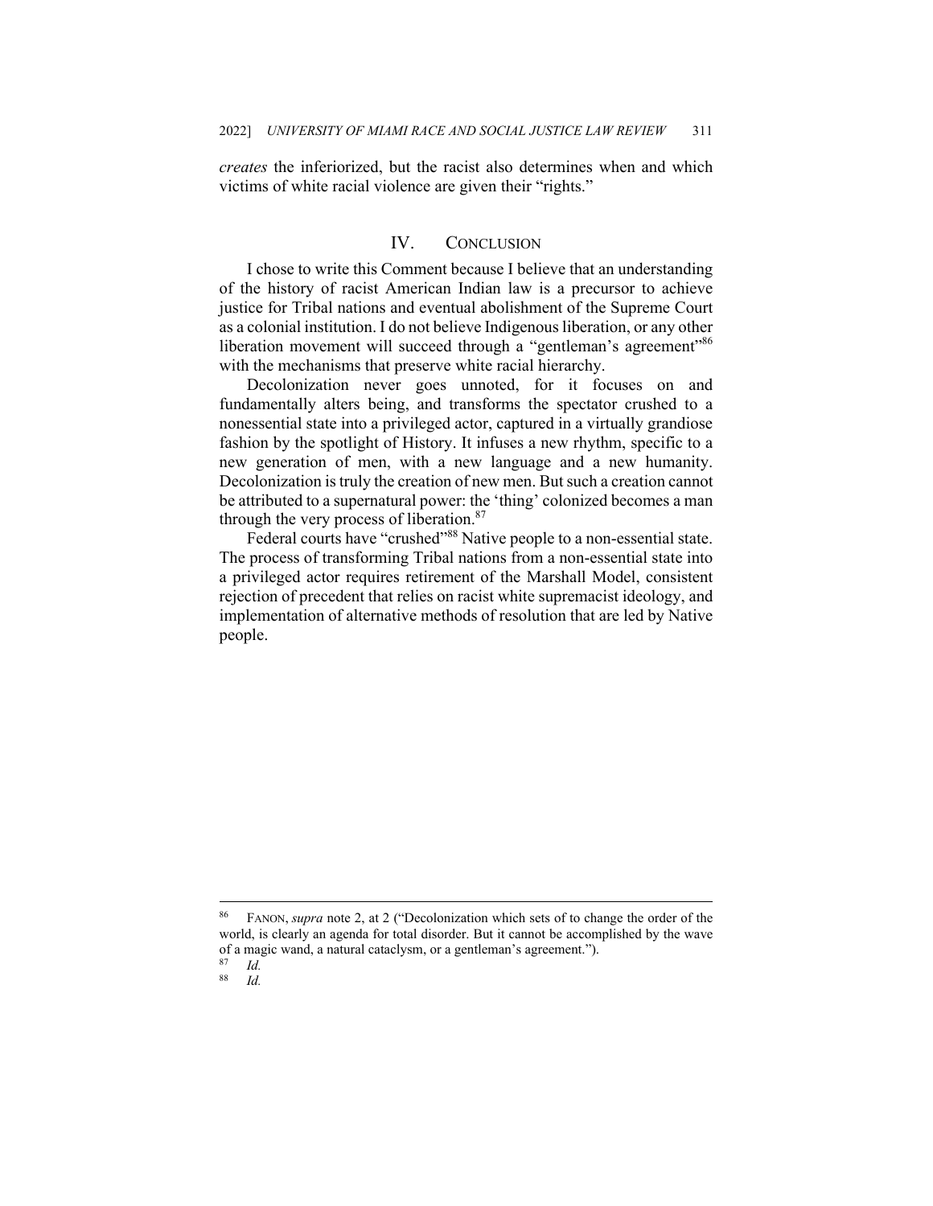*creates* the inferiorized, but the racist also determines when and which victims of white racial violence are given their "rights."

## IV. CONCLUSION

I chose to write this Comment because I believe that an understanding of the history of racist American Indian law is a precursor to achieve justice for Tribal nations and eventual abolishment of the Supreme Court as a colonial institution. I do not believe Indigenous liberation, or any other liberation movement will succeed through a "gentleman's agreement"[86] with the mechanisms that preserve white racial hierarchy.

Decolonization never goes unnoted, for it focuses on and fundamentally alters being, and transforms the spectator crushed to a nonessential state into a privileged actor, captured in a virtually grandiose fashion by the spotlight of History. It infuses a new rhythm, specific to a new generation of men, with a new language and a new humanity. Decolonization is truly the creation of new men. But such a creation cannot be attributed to a supernatural power: the 'thing' colonized becomes a man through the very process of liberation.[87]

Federal courts have "crushed"[88] Native people to a non-essential state. The process of transforming Tribal nations from a non-essential state into a privileged actor requires retirement of the Marshall Model, consistent rejection of precedent that relies on racist white supremacist ideology, and implementation of alternative methods of resolution that are led by Native people.

---

[86] FANON, *supra* note 2, at 2 ("Decolonization which sets of to change the order of the world, is clearly an agenda for total disorder. But it cannot be accomplished by the wave of a magic wand, a natural cataclysm, or a gentleman's agreement.").

[87] *Id.*

[88] *Id.*